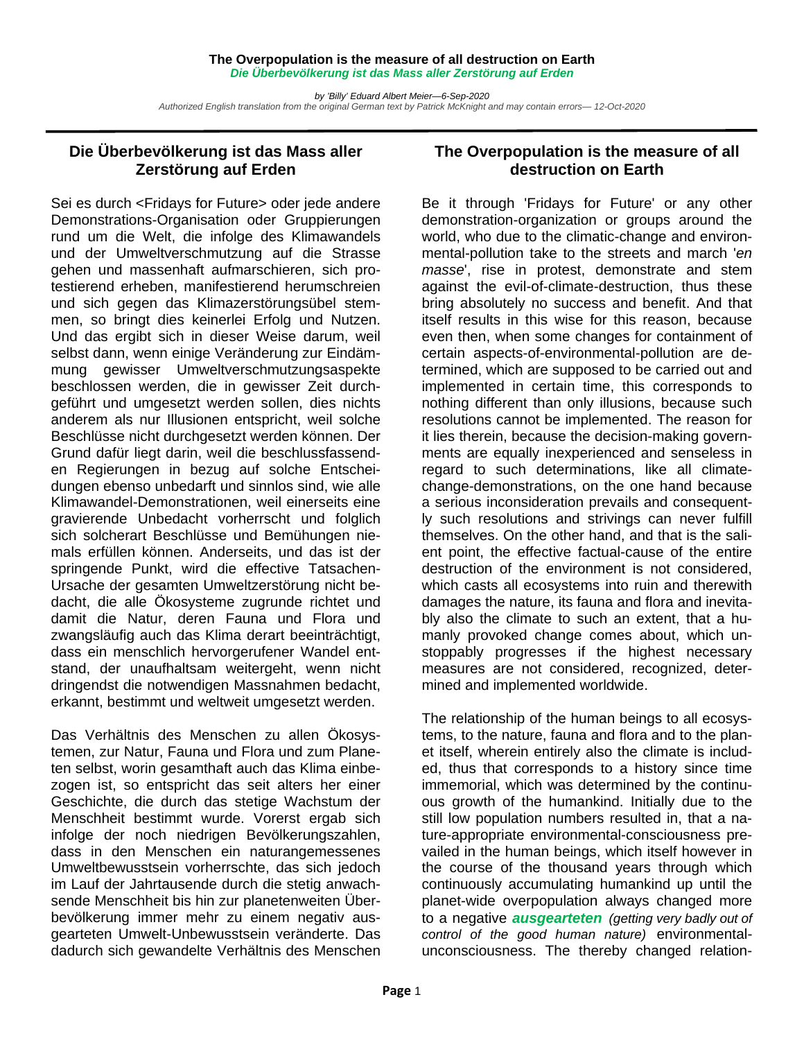**The Overpopulation is the measure of all destruction on Earth**
***Die Überbevölkerung ist das Mass aller Zerstörung auf Erden***

*by 'Billy' Eduard Albert Meier—6-Sep-2020*
*Authorized English translation from the original German text by Patrick McKnight and may contain errors— 12-Oct-2020*

## Die Überbevölkerung ist das Mass aller Zerstörung auf Erden

Sei es durch <Fridays for Future> oder jede andere Demonstrations-Organisation oder Gruppierungen rund um die Welt, die infolge des Klimawandels und der Umweltverschmutzung auf die Strasse gehen und massenhaft aufmarschieren, sich protestierend erheben, manifestierend herumschreien und sich gegen das Klimazerstörungsübel stemmen, so bringt dies keinerlei Erfolg und Nutzen. Und das ergibt sich in dieser Weise darum, weil selbst dann, wenn einige Veränderung zur Eindämmung gewisser Umweltverschmutzungsaspekte beschlossen werden, die in gewisser Zeit durchgeführt und umgesetzt werden sollen, dies nichts anderem als nur Illusionen entspricht, weil solche Beschlüsse nicht durchgesetzt werden können. Der Grund dafür liegt darin, weil die beschlussfassenden Regierungen in bezug auf solche Entscheidungen ebenso unbedarft und sinnlos sind, wie alle Klimawandel-Demonstrationen, weil einerseits eine gravierende Unbedacht vorherrscht und folglich sich solcherart Beschlüsse und Bemühungen niemals erfüllen können. Anderseits, und das ist der springende Punkt, wird die effective Tatsachen-Ursache der gesamten Umweltzerstörung nicht bedacht, die alle Ökosysteme zugrunde richtet und damit die Natur, deren Fauna und Flora und zwangsläufig auch das Klima derart beeinträchtigt, dass ein menschlich hervorgerufener Wandel entstand, der unaufhaltsam weitergeht, wenn nicht dringendst die notwendigen Massnahmen bedacht, erkannt, bestimmt und weltweit umgesetzt werden.

Das Verhältnis des Menschen zu allen Ökosystemen, zur Natur, Fauna und Flora und zum Planeten selbst, worin gesamthaft auch das Klima einbezogen ist, so entspricht das seit alters her einer Geschichte, die durch das stetige Wachstum der Menschheit bestimmt wurde. Vorerst ergab sich infolge der noch niedrigen Bevölkerungszahlen, dass in den Menschen ein naturangemessenes Umweltbewusstsein vorherrschte, das sich jedoch im Lauf der Jahrtausende durch die stetig anwachsende Menschheit bis hin zur planetenweiten Überbevölkerung immer mehr zu einem negativ ausgearteten Umwelt-Unbewusstsein veränderte. Das dadurch sich gewandelte Verhältnis des Menschen

## The Overpopulation is the measure of all destruction on Earth

Be it through 'Fridays for Future' or any other demonstration-organization or groups around the world, who due to the climatic-change and environmental-pollution take to the streets and march '*en masse*', rise in protest, demonstrate and stem against the evil-of-climate-destruction, thus these bring absolutely no success and benefit. And that itself results in this wise for this reason, because even then, when some changes for containment of certain aspects-of-environmental-pollution are determined, which are supposed to be carried out and implemented in certain time, this corresponds to nothing different than only illusions, because such resolutions cannot be implemented. The reason for it lies therein, because the decision-making governments are equally inexperienced and senseless in regard to such determinations, like all climate-change-demonstrations, on the one hand because a serious inconsideration prevails and consequently such resolutions and strivings can never fulfill themselves. On the other hand, and that is the salient point, the effective factual-cause of the entire destruction of the environment is not considered, which casts all ecosystems into ruin and therewith damages the nature, its fauna and flora and inevitably also the climate to such an extent, that a humanly provoked change comes about, which unstoppably progresses if the highest necessary measures are not considered, recognized, determined and implemented worldwide.

The relationship of the human beings to all ecosystems, to the nature, fauna and flora and to the planet itself, wherein entirely also the climate is included, thus that corresponds to a history since time immemorial, which was determined by the continuous growth of the humankind. Initially due to the still low population numbers resulted in, that a nature-appropriate environmental-consciousness prevailed in the human beings, which itself however in the course of the thousand years through which continuously accumulating humankind up until the planet-wide overpopulation always changed more to a negative ***ausgearteten*** *(getting very badly out of control of the good human nature)* environmental-unconsciousness. The thereby changed relation-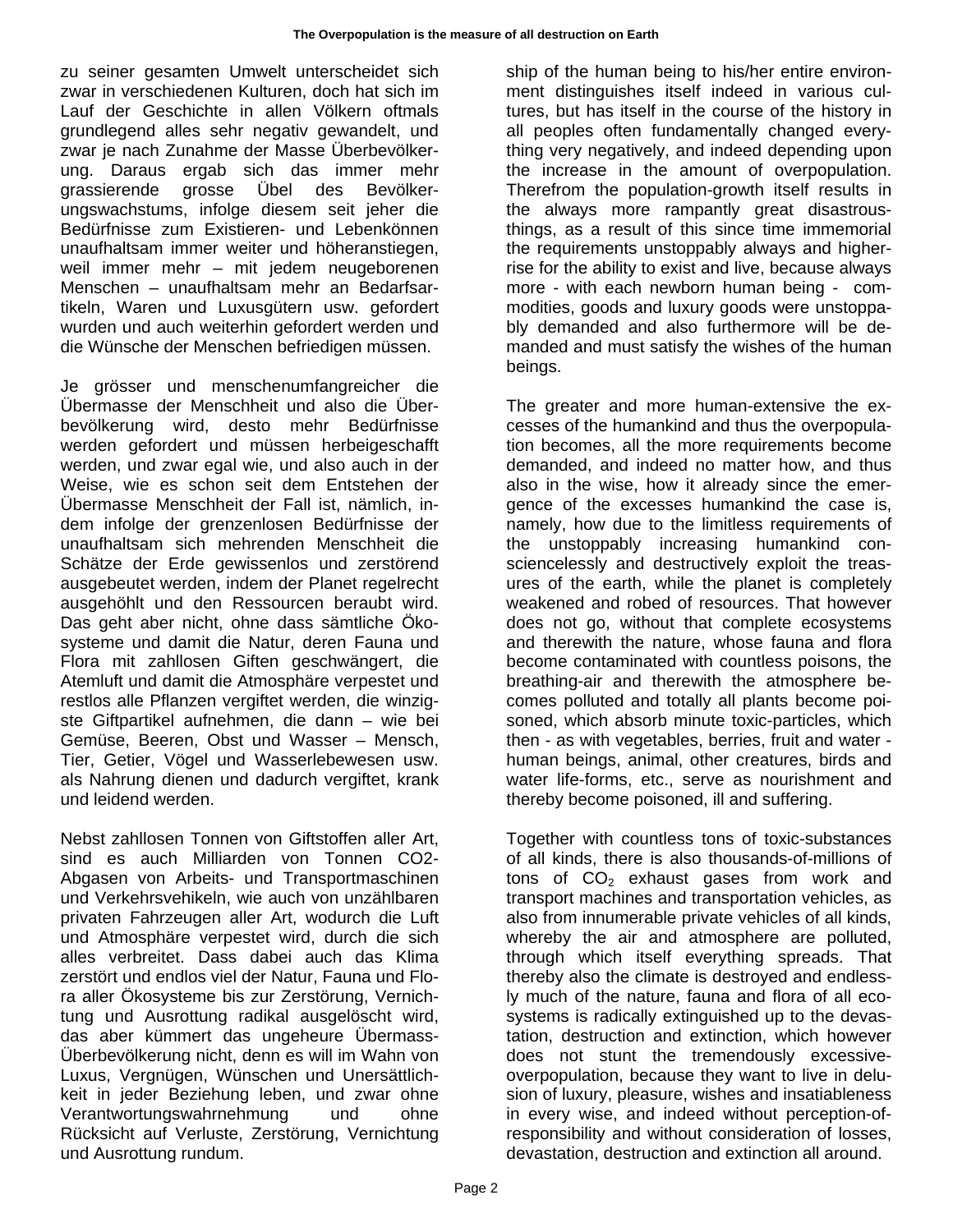zu seiner gesamten Umwelt unterscheidet sich zwar in verschiedenen Kulturen, doch hat sich im Lauf der Geschichte in allen Völkern oftmals grundlegend alles sehr negativ gewandelt, und zwar je nach Zunahme der Masse Überbevölkerung. Daraus ergab sich das immer mehr grassierende grosse Übel des Bevölkerungswachstums, infolge diesem seit jeher die Bedürfnisse zum Existieren- und Lebenkönnen unaufhaltsam immer weiter und höheranstiegen, weil immer mehr – mit jedem neugeborenen Menschen – unaufhaltsam mehr an Bedarfsartikeln, Waren und Luxusgütern usw. gefordert wurden und auch weiterhin gefordert werden und die Wünsche der Menschen befriedigen müssen.

Je grösser und menschenumfangreicher die Übermasse der Menschheit und also die Überbevölkerung wird, desto mehr Bedürfnisse werden gefordert und müssen herbeigeschafft werden, und zwar egal wie, und also auch in der Weise, wie es schon seit dem Entstehen der Übermasse Menschheit der Fall ist, nämlich, indem infolge der grenzenlosen Bedürfnisse der unaufhaltsam sich mehrenden Menschheit die Schätze der Erde gewissenlos und zerstörend ausgebeutet werden, indem der Planet regelrecht ausgehöhlt und den Ressourcen beraubt wird. Das geht aber nicht, ohne dass sämtliche Ökosysteme und damit die Natur, deren Fauna und Flora mit zahllosen Giften geschwängert, die Atemluft und damit die Atmosphäre verpestet und restlos alle Pflanzen vergiftet werden, die winzigste Giftpartikel aufnehmen, die dann – wie bei Gemüse, Beeren, Obst und Wasser – Mensch, Tier, Getier, Vögel und Wasserlebewesen usw. als Nahrung dienen und dadurch vergiftet, krank und leidend werden.

Nebst zahllosen Tonnen von Giftstoffen aller Art, sind es auch Milliarden von Tonnen CO2-Abgasen von Arbeits- und Transportmaschinen und Verkehrsvehikeln, wie auch von unzählbaren privaten Fahrzeugen aller Art, wodurch die Luft und Atmosphäre verpestet wird, durch die sich alles verbreitet. Dass dabei auch das Klima zerstört und endlos viel der Natur, Fauna und Flora aller Ökosysteme bis zur Zerstörung, Vernichtung und Ausrottung radikal ausgelöscht wird, das aber kümmert das ungeheure Übermass-Überbevölkerung nicht, denn es will im Wahn von Luxus, Vergnügen, Wünschen und Unersättlichkeit in jeder Beziehung leben, und zwar ohne Verantwortungswahrnehmung und ohne Rücksicht auf Verluste, Zerstörung, Vernichtung und Ausrottung rundum.

ship of the human being to his/her entire environment distinguishes itself indeed in various cultures, but has itself in the course of the history in all peoples often fundamentally changed everything very negatively, and indeed depending upon the increase in the amount of overpopulation. Therefrom the population-growth itself results in the always more rampantly great disastrous-things, as a result of this since time immemorial the requirements unstoppably always and higher-rise for the ability to exist and live, because always more - with each newborn human being - commodities, goods and luxury goods were unstoppably demanded and also furthermore will be demanded and must satisfy the wishes of the human beings.

The greater and more human-extensive the excesses of the humankind and thus the overpopulation becomes, all the more requirements become demanded, and indeed no matter how, and thus also in the wise, how it already since the emergence of the excesses humankind the case is, namely, how due to the limitless requirements of the unstoppably increasing humankind consciencelessly and destructively exploit the treasures of the earth, while the planet is completely weakened and robed of resources. That however does not go, without that complete ecosystems and therewith the nature, whose fauna and flora become contaminated with countless poisons, the breathing-air and therewith the atmosphere becomes polluted and totally all plants become poisoned, which absorb minute toxic-particles, which then - as with vegetables, berries, fruit and water - human beings, animal, other creatures, birds and water life-forms, etc., serve as nourishment and thereby become poisoned, ill and suffering.

Together with countless tons of toxic-substances of all kinds, there is also thousands-of-millions of tons of $CO_2$ exhaust gases from work and transport machines and transportation vehicles, as also from innumerable private vehicles of all kinds, whereby the air and atmosphere are polluted, through which itself everything spreads. That thereby also the climate is destroyed and endlessly much of the nature, fauna and flora of all ecosystems is radically extinguished up to the devastation, destruction and extinction, which however does not stunt the tremendously excessive-overpopulation, because they want to live in delusion of luxury, pleasure, wishes and insatiableness in every wise, and indeed without perception-of-responsibility and without consideration of losses, devastation, destruction and extinction all around.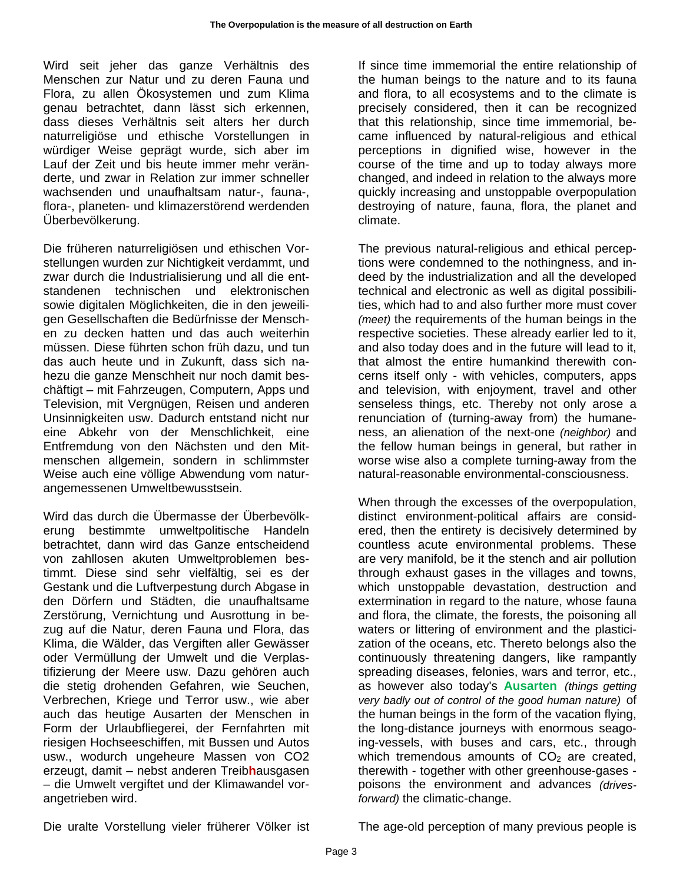Wird seit jeher das ganze Verhältnis des Menschen zur Natur und zu deren Fauna und Flora, zu allen Ökosystemen und zum Klima genau betrachtet, dann lässt sich erkennen, dass dieses Verhältnis seit alters her durch naturreligiöse und ethische Vorstellungen in würdiger Weise geprägt wurde, sich aber im Lauf der Zeit und bis heute immer mehr veränderte, und zwar in Relation zur immer schneller wachsenden und unaufhaltsam natur-, fauna-, flora-, planeten- und klimazerstörend werdenden Überbevölkerung.

If since time immemorial the entire relationship of the human beings to the nature and to its fauna and flora, to all ecosystems and to the climate is precisely considered, then it can be recognized that this relationship, since time immemorial, became influenced by natural-religious and ethical perceptions in dignified wise, however in the course of the time and up to today always more changed, and indeed in relation to the always more quickly increasing and unstoppable overpopulation destroying of nature, fauna, flora, the planet and climate.

Die früheren naturreligiösen und ethischen Vorstellungen wurden zur Nichtigkeit verdammt, und zwar durch die Industrialisierung und all die entstandenen technischen und elektronischen sowie digitalen Möglichkeiten, die in den jeweiligen Gesellschaften die Bedürfnisse der Menschen zu decken hatten und das auch weiterhin müssen. Diese führten schon früh dazu, und tun das auch heute und in Zukunft, dass sich nahezu die ganze Menschheit nur noch damit beschäftigt – mit Fahrzeugen, Computern, Apps und Television, mit Vergnügen, Reisen und anderen Unsinnigkeiten usw. Dadurch entstand nicht nur eine Abkehr von der Menschlichkeit, eine Entfremdung von den Nächsten und den Mitmenschen allgemein, sondern in schlimmster Weise auch eine völlige Abwendung vom naturangemessenen Umweltbewusstsein.

The previous natural-religious and ethical perceptions were condemned to the nothingness, and indeed by the industrialization and all the developed technical and electronic as well as digital possibilities, which had to and also further more must cover *(meet)* the requirements of the human beings in the respective societies. These already earlier led to it, and also today does and in the future will lead to it, that almost the entire humankind therewith concerns itself only - with vehicles, computers, apps and television, with enjoyment, travel and other senseless things, etc. Thereby not only arose a renunciation of (turning-away from) the humaneness, an alienation of the next-one *(neighbor)* and the fellow human beings in general, but rather in worse wise also a complete turning-away from the natural-reasonable environmental-consciousness.

Wird das durch die Übermasse der Überbevölkerung bestimmte umweltpolitische Handeln betrachtet, dann wird das Ganze entscheidend von zahllosen akuten Umweltproblemen bestimmt. Diese sind sehr vielfältig, sei es der Gestank und die Luftverpestung durch Abgase in den Dörfern und Städten, die unaufhaltsame Zerstörung, Vernichtung und Ausrottung in bezug auf die Natur, deren Fauna und Flora, das Klima, die Wälder, das Vergiften aller Gewässer oder Vermüllung der Umwelt und die Verplastifizierung der Meere usw. Dazu gehören auch die stetig drohenden Gefahren, wie Seuchen, Verbrechen, Kriege und Terror usw., wie aber auch das heutige Ausarten der Menschen in Form der Urlaubfliegerei, der Fernfahrten mit riesigen Hochseeschiffen, mit Bussen und Autos usw., wodurch ungeheure Massen von CO2 erzeugt, damit – nebst anderen Treib**h**ausgasen – die Umwelt vergiftet und der Klimawandel vorangetrieben wird.

When through the excesses of the overpopulation, distinct environment-political affairs are considered, then the entirety is decisively determined by countless acute environmental problems. These are very manifold, be it the stench and air pollution through exhaust gases in the villages and towns, which unstoppable devastation, destruction and extermination in regard to the nature, whose fauna and flora, the climate, the forests, the poisoning all waters or littering of environment and the plasticization of the oceans, etc. Thereto belongs also the continuously threatening dangers, like rampantly spreading diseases, felonies, wars and terror, etc., as however also today's **Ausarten** *(things getting very badly out of control of the good human nature)* of the human beings in the form of the vacation flying, the long-distance journeys with enormous seagoing-vessels, with buses and cars, etc., through which tremendous amounts of $CO_2$ are created, therewith - together with other greenhouse-gases - poisons the environment and advances *(drives-forward)* the climatic-change.

Die uralte Vorstellung vieler früherer Völker ist

The age-old perception of many previous people is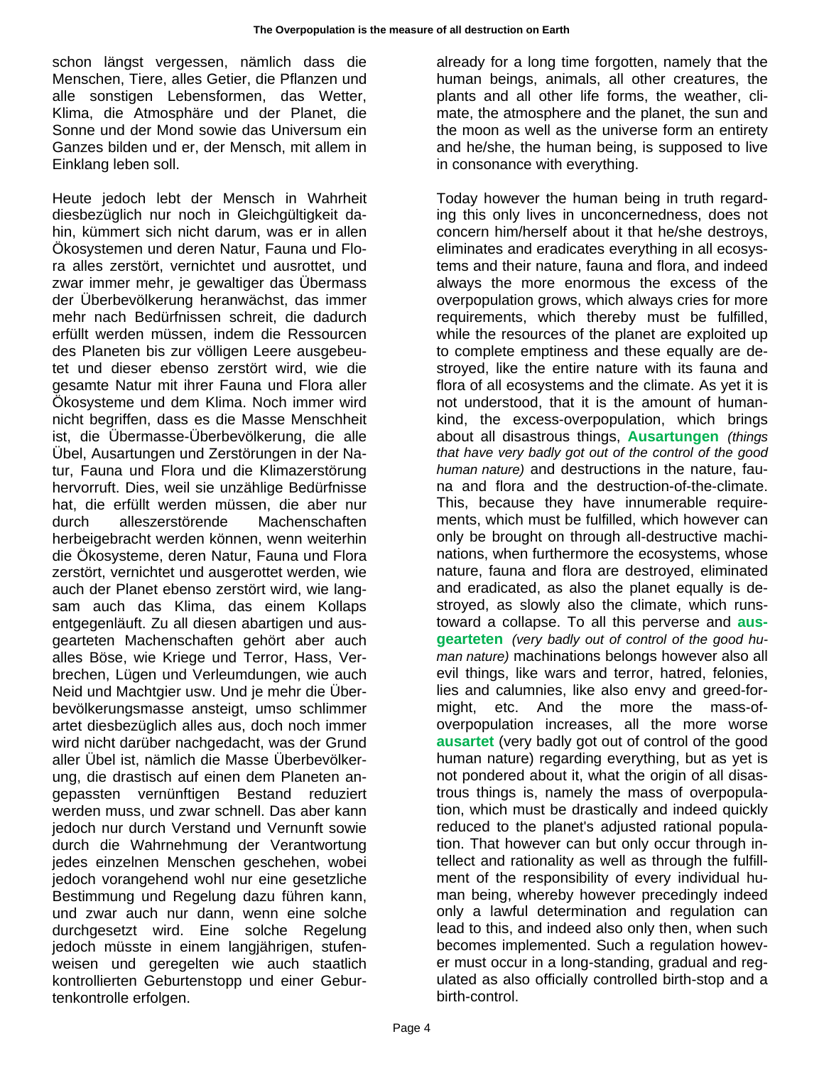schon längst vergessen, nämlich dass die Menschen, Tiere, alles Getier, die Pflanzen und alle sonstigen Lebensformen, das Wetter, Klima, die Atmosphäre und der Planet, die Sonne und der Mond sowie das Universum ein Ganzes bilden und er, der Mensch, mit allem in Einklang leben soll.

Heute jedoch lebt der Mensch in Wahrheit diesbezüglich nur noch in Gleichgültigkeit dahin, kümmert sich nicht darum, was er in allen Ökosystemen und deren Natur, Fauna und Flora alles zerstört, vernichtet und ausrottet, und zwar immer mehr, je gewaltiger das Übermass der Überbevölkerung heranwächst, das immer mehr nach Bedürfnissen schreit, die dadurch erfüllt werden müssen, indem die Ressourcen des Planeten bis zur völligen Leere ausgebeutet und dieser ebenso zerstört wird, wie die gesamte Natur mit ihrer Fauna und Flora aller Ökosysteme und dem Klima. Noch immer wird nicht begriffen, dass es die Masse Menschheit ist, die Übermasse-Überbevölkerung, die alle Übel, Ausartungen und Zerstörungen in der Natur, Fauna und Flora und die Klimazerstörung hervorruft. Dies, weil sie unzählige Bedürfnisse hat, die erfüllt werden müssen, die aber nur durch alleszerstörende Machenschaften herbeigebracht werden können, wenn weiterhin die Ökosysteme, deren Natur, Fauna und Flora zerstört, vernichtet und ausgerottet werden, wie auch der Planet ebenso zerstört wird, wie langsam auch das Klima, das einem Kollaps entgegenläuft. Zu all diesen abartigen und ausgearteten Machenschaften gehört aber auch alles Böse, wie Kriege und Terror, Hass, Verbrechen, Lügen und Verleumdungen, wie auch Neid und Machtgier usw. Und je mehr die Überbevölkerungsmasse ansteigt, umso schlimmer artet diesbezüglich alles aus, doch noch immer wird nicht darüber nachgedacht, was der Grund aller Übel ist, nämlich die Masse Überbevölkerung, die drastisch auf einen dem Planeten angepassten vernünftigen Bestand reduziert werden muss, und zwar schnell. Das aber kann jedoch nur durch Verstand und Vernunft sowie durch die Wahrnehmung der Verantwortung jedes einzelnen Menschen geschehen, wobei jedoch vorangehend wohl nur eine gesetzliche Bestimmung und Regelung dazu führen kann, und zwar auch nur dann, wenn eine solche durchgesetzt wird. Eine solche Regelung jedoch müsste in einem langjährigen, stufenweisen und geregelten wie auch staatlich kontrollierten Geburtenstopp und einer Geburtenkontrolle erfolgen.

already for a long time forgotten, namely that the human beings, animals, all other creatures, the plants and all other life forms, the weather, climate, the atmosphere and the planet, the sun and the moon as well as the universe form an entirety and he/she, the human being, is supposed to live in consonance with everything.

Today however the human being in truth regarding this only lives in unconcernedness, does not concern him/herself about it that he/she destroys, eliminates and eradicates everything in all ecosystems and their nature, fauna and flora, and indeed always the more enormous the excess of the overpopulation grows, which always cries for more requirements, which thereby must be fulfilled, while the resources of the planet are exploited up to complete emptiness and these equally are destroyed, like the entire nature with its fauna and flora of all ecosystems and the climate. As yet it is not understood, that it is the amount of humankind, the excess-overpopulation, which brings about all disastrous things, **Ausartungen** *(things that have very badly got out of the control of the good human nature)* and destructions in the nature, fauna and flora and the destruction-of-the-climate. This, because they have innumerable requirements, which must be fulfilled, which however can only be brought on through all-destructive machinations, when furthermore the ecosystems, whose nature, fauna and flora are destroyed, eliminated and eradicated, as also the planet equally is destroyed, as slowly also the climate, which runs toward a collapse. To all this perverse and **ausgearteten** *(very badly out of control of the good human nature)* machinations belongs however also all evil things, like wars and terror, hatred, felonies, lies and calumnies, like also envy and greed-for-might, etc. And the more the mass-of-overpopulation increases, all the more worse **ausartet** (very badly got out of control of the good human nature) regarding everything, but as yet is not pondered about it, what the origin of all disastrous things is, namely the mass of overpopulation, which must be drastically and indeed quickly reduced to the planet's adjusted rational population. That however can but only occur through intellect and rationality as well as through the fulfillment of the responsibility of every individual human being, whereby however precedingly indeed only a lawful determination and regulation can lead to this, and indeed also only then, when such becomes implemented. Such a regulation however must occur in a long-standing, gradual and regulated as also officially controlled birth-stop and a birth-control.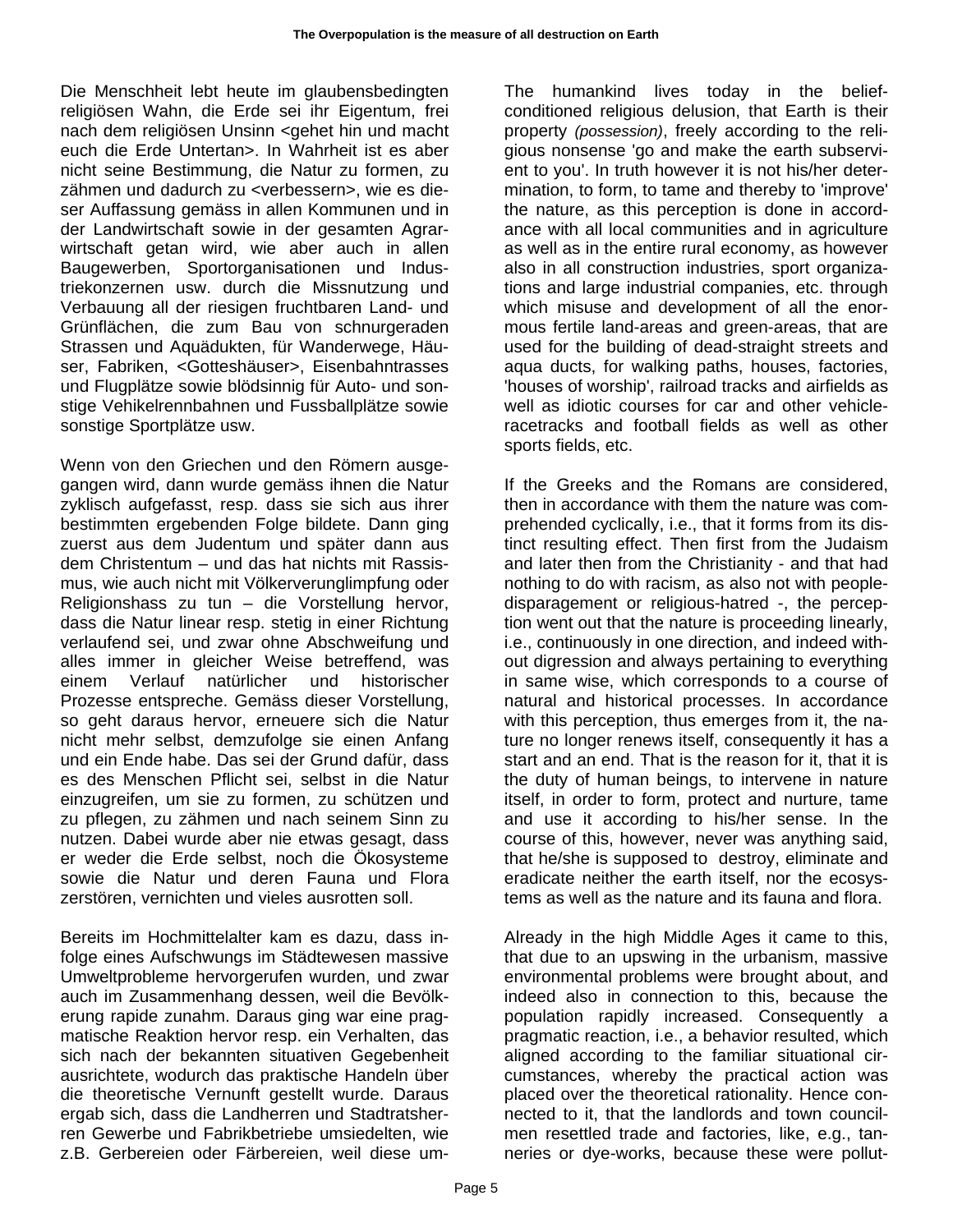Die Menschheit lebt heute im glaubensbedingten religiösen Wahn, die Erde sei ihr Eigentum, frei nach dem religiösen Unsinn <gehet hin und macht euch die Erde Untertan>. In Wahrheit ist es aber nicht seine Bestimmung, die Natur zu formen, zu zähmen und dadurch zu <verbessern>, wie es dieser Auffassung gemäss in allen Kommunen und in der Landwirtschaft sowie in der gesamten Agrarwirtschaft getan wird, wie aber auch in allen Baugewerben, Sportorganisationen und Industriekonzernen usw. durch die Missnutzung und Verbauung all der riesigen fruchtbaren Land- und Grünflächen, die zum Bau von schnurgeraden Strassen und Aquädukten, für Wanderwege, Häuser, Fabriken, <Gotteshäuser>, Eisenbahntrasses und Flugplätze sowie blödsinnig für Auto- und sonstige Vehikelrennbahnen und Fussballplätze sowie sonstige Sportplätze usw.

Wenn von den Griechen und den Römern ausgegangen wird, dann wurde gemäss ihnen die Natur zyklisch aufgefasst, resp. dass sie sich aus ihrer bestimmten ergebenden Folge bildete. Dann ging zuerst aus dem Judentum und später dann aus dem Christentum – und das hat nichts mit Rassismus, wie auch nicht mit Völkerverunglimpfung oder Religionshass zu tun – die Vorstellung hervor, dass die Natur linear resp. stetig in einer Richtung verlaufend sei, und zwar ohne Abschweifung und alles immer in gleicher Weise betreffend, was einem Verlauf natürlicher und historischer Prozesse entspreche. Gemäss dieser Vorstellung, so geht daraus hervor, erneuere sich die Natur nicht mehr selbst, demzufolge sie einen Anfang und ein Ende habe. Das sei der Grund dafür, dass es des Menschen Pflicht sei, selbst in die Natur einzugreifen, um sie zu formen, zu schützen und zu pflegen, zu zähmen und nach seinem Sinn zu nutzen. Dabei wurde aber nie etwas gesagt, dass er weder die Erde selbst, noch die Ökosysteme sowie die Natur und deren Fauna und Flora zerstören, vernichten und vieles ausrotten soll.

Bereits im Hochmittelalter kam es dazu, dass infolge eines Aufschwungs im Städtewesen massive Umweltprobleme hervorgerufen wurden, und zwar auch im Zusammenhang dessen, weil die Bevölkerung rapide zunahm. Daraus ging war eine pragmatische Reaktion hervor resp. ein Verhalten, das sich nach der bekannten situativen Gegebenheit ausrichtete, wodurch das praktische Handeln über die theoretische Vernunft gestellt wurde. Daraus ergab sich, dass die Landherren und Stadtratsherren Gewerbe und Fabrikbetriebe umsiedelten, wie z.B. Gerbereien oder Färbereien, weil diese um-

The humankind lives today in the belief-conditioned religious delusion, that Earth is their property *(possession)*, freely according to the religious nonsense 'go and make the earth subservient to you'. In truth however it is not his/her determination, to form, to tame and thereby to 'improve' the nature, as this perception is done in accordance with all local communities and in agriculture as well as in the entire rural economy, as however also in all construction industries, sport organizations and large industrial companies, etc. through which misuse and development of all the enormous fertile land-areas and green-areas, that are used for the building of dead-straight streets and aqua ducts, for walking paths, houses, factories, 'houses of worship', railroad tracks and airfields as well as idiotic courses for car and other vehicle-racetracks and football fields as well as other sports fields, etc.

If the Greeks and the Romans are considered, then in accordance with them the nature was comprehended cyclically, i.e., that it forms from its distinct resulting effect. Then first from the Judaism and later then from the Christianity - and that had nothing to do with racism, as also not with people-disparagement or religious-hatred -, the perception went out that the nature is proceeding linearly, i.e., continuously in one direction, and indeed without digression and always pertaining to everything in same wise, which corresponds to a course of natural and historical processes. In accordance with this perception, thus emerges from it, the nature no longer renews itself, consequently it has a start and an end. That is the reason for it, that it is the duty of human beings, to intervene in nature itself, in order to form, protect and nurture, tame and use it according to his/her sense. In the course of this, however, never was anything said, that he/she is supposed to destroy, eliminate and eradicate neither the earth itself, nor the ecosystems as well as the nature and its fauna and flora.

Already in the high Middle Ages it came to this, that due to an upswing in the urbanism, massive environmental problems were brought about, and indeed also in connection to this, because the population rapidly increased. Consequently a pragmatic reaction, i.e., a behavior resulted, which aligned according to the familiar situational circumstances, whereby the practical action was placed over the theoretical rationality. Hence connected to it, that the landlords and town councilmen resettled trade and factories, like, e.g., tanneries or dye-works, because these were pollut-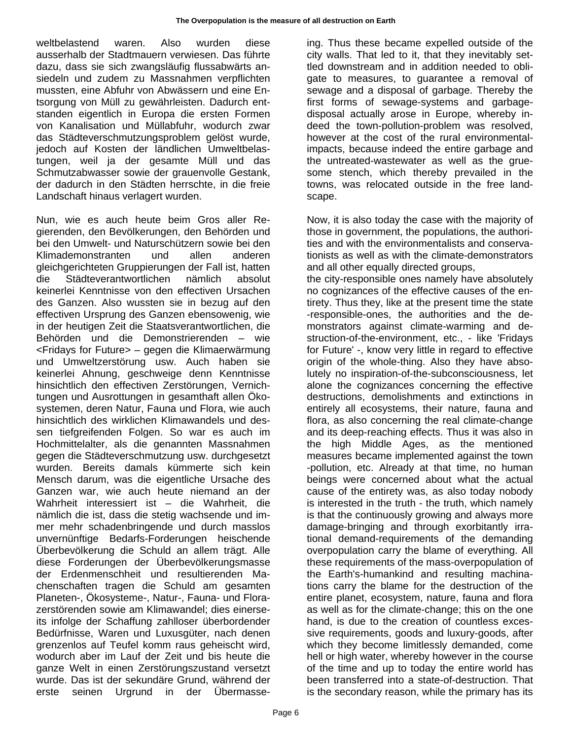weltbelastend waren. Also wurden diese ausserhalb der Stadtmauern verwiesen. Das führte dazu, dass sie sich zwangsläufig flussabwärts ansiedeln und zudem zu Massnahmen verpflichten mussten, eine Abfuhr von Abwässern und eine Entsorgung von Müll zu gewährleisten. Dadurch entstanden eigentlich in Europa die ersten Formen von Kanalisation und Müllabfuhr, wodurch zwar das Städteverschmutzungsproblem gelöst wurde, jedoch auf Kosten der ländlichen Umweltbelastungen, weil ja der gesamte Müll und das Schmutzabwasser sowie der grauenvolle Gestank, der dadurch in den Städten herrschte, in die freie Landschaft hinaus verlagert wurden.

Nun, wie es auch heute beim Gros aller Regierenden, den Bevölkerungen, den Behörden und bei den Umwelt- und Naturschützern sowie bei den Klimademonstranten und allen anderen gleichgerichteten Gruppierungen der Fall ist, hatten die Städteverantwortlichen nämlich absolut keinerlei Kenntnisse von den effectiven Ursachen des Ganzen. Also wussten sie in bezug auf den effectiven Ursprung des Ganzen ebensowenig, wie in der heutigen Zeit die Staatsverantwortlichen, die Behörden und die Demonstrierenden – wie <Fridays for Future> – gegen die Klimaerwärmung und Umweltzerstörung usw. Auch haben sie keinerlei Ahnung, geschweige denn Kenntnisse hinsichtlich den effectiven Zerstörungen, Vernichtungen und Ausrottungen in gesamthaft allen Ökosystemen, deren Natur, Fauna und Flora, wie auch hinsichtlich des wirklichen Klimawandels und dessen tiefgreifenden Folgen. So war es auch im Hochmittelalter, als die genannten Massnahmen gegen die Städteverschmutzung usw. durchgesetzt wurden. Bereits damals kümmerte sich kein Mensch darum, was die eigentliche Ursache des Ganzen war, wie auch heute niemand an der Wahrheit interessiert ist – die Wahrheit, die nämlich die ist, dass die stetig wachsende und immer mehr schadenbringende und durch masslos unvernünftige Bedarfs-Forderungen heischende Überbevölkerung die Schuld an allem trägt. Alle diese Forderungen der Überbevölkerungsmasse der Erdenmenschheit und resultierenden Machenschaften tragen die Schuld am gesamten Planeten-, Ökosysteme-, Natur-, Fauna- und Florazerstörenden sowie am Klimawandel; dies einerseits infolge der Schaffung zahlloser überbordender Bedürfnisse, Waren und Luxusgüter, nach denen grenzenlos auf Teufel komm raus geheischt wird, wodurch aber im Lauf der Zeit und bis heute die ganze Welt in einen Zerstörungszustand versetzt wurde. Das ist der sekundäre Grund, während der erste seinen Urgrund in der Übermasse-

ing. Thus these became expelled outside of the city walls. That led to it, that they inevitably settled downstream and in addition needed to obligate to measures, to guarantee a removal of sewage and a disposal of garbage. Thereby the first forms of sewage-systems and garbage-disposal actually arose in Europe, whereby indeed the town-pollution-problem was resolved, however at the cost of the rural environmental-impacts, because indeed the entire garbage and the untreated-wastewater as well as the gruesome stench, which thereby prevailed in the towns, was relocated outside in the free landscape.

Now, it is also today the case with the majority of those in government, the populations, the authorities and with the environmentalists and conservationists as well as with the climate-demonstrators and all other equally directed groups,
the city-responsible ones namely have absolutely no cognizances of the effective causes of the entirety. Thus they, like at the present time the state-responsible-ones, the authorities and the demonstrators against climate-warming and destruction-of-the-environment, etc., - like 'Fridays for Future' -, know very little in regard to effective origin of the whole-thing. Also they have absolutely no inspiration-of-the-subconsciousness, let alone the cognizances concerning the effective destructions, demolishments and extinctions in entirely all ecosystems, their nature, fauna and flora, as also concerning the real climate-change and its deep-reaching effects. Thus it was also in the high Middle Ages, as the mentioned measures became implemented against the town-pollution, etc. Already at that time, no human beings were concerned about what the actual cause of the entirety was, as also today nobody is interested in the truth - the truth, which namely is that the continuously growing and always more damage-bringing and through exorbitantly irrational demand-requirements of the demanding overpopulation carry the blame of everything. All these requirements of the mass-overpopulation of the Earth's-humankind and resulting machinations carry the blame for the destruction of the entire planet, ecosystem, nature, fauna and flora as well as for the climate-change; this on the one hand, is due to the creation of countless excessive requirements, goods and luxury-goods, after which they become limitlessly demanded, come hell or high water, whereby however in the course of the time and up to today the entire world has been transferred into a state-of-destruction. That is the secondary reason, while the primary has its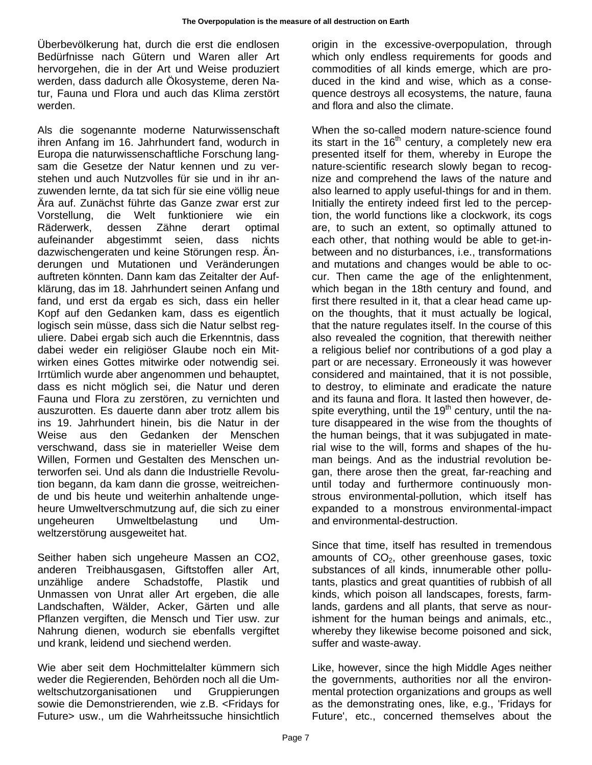Überbevölkerung hat, durch die erst die endlosen Bedürfnisse nach Gütern und Waren aller Art hervorgehen, die in der Art und Weise produziert werden, dass dadurch alle Ökosysteme, deren Natur, Fauna und Flora und auch das Klima zerstört werden.

Als die sogenannte moderne Naturwissenschaft ihren Anfang im 16. Jahrhundert fand, wodurch in Europa die naturwissenschaftliche Forschung langsam die Gesetze der Natur kennen und zu verstehen und auch Nutzvolles für sie und in ihr anzuwenden lernte, da tat sich für sie eine völlig neue Ära auf. Zunächst führte das Ganze zwar erst zur Vorstellung, die Welt funktioniere wie ein Räderwerk, dessen Zähne derart optimal aufeinander abgestimmt seien, dass nichts dazwischengeraten und keine Störungen resp. Änderungen und Mutationen und Veränderungen auftreten könnten. Dann kam das Zeitalter der Aufklärung, das im 18. Jahrhundert seinen Anfang und fand, und erst da ergab es sich, dass ein heller Kopf auf den Gedanken kam, dass es eigentlich logisch sein müsse, dass sich die Natur selbst reguliere. Dabei ergab sich auch die Erkenntnis, dass dabei weder ein religiöser Glaube noch ein Mitwirken eines Gottes mitwirke oder notwendig sei. Irrtümlich wurde aber angenommen und behauptet, dass es nicht möglich sei, die Natur und deren Fauna und Flora zu zerstören, zu vernichten und auszurotten. Es dauerte dann aber trotz allem bis ins 19. Jahrhundert hinein, bis die Natur in der Weise aus den Gedanken der Menschen verschwand, dass sie in materieller Weise dem Willen, Formen und Gestalten des Menschen unterworfen sei. Und als dann die Industrielle Revolution begann, da kam dann die grosse, weitreichende und bis heute und weiterhin anhaltende ungeheure Umweltverschmutzung auf, die sich zu einer ungeheuren Umweltbelastung und Umweltzerstörung ausgeweitet hat.

Seither haben sich ungeheure Massen an CO2, anderen Treibhausgasen, Giftstoffen aller Art, unzählige andere Schadstoffe, Plastik und Unmassen von Unrat aller Art ergeben, die alle Landschaften, Wälder, Acker, Gärten und alle Pflanzen vergiften, die Mensch und Tier usw. zur Nahrung dienen, wodurch sie ebenfalls vergiftet und krank, leidend und siechend werden.

Wie aber seit dem Hochmittelalter kümmern sich weder die Regierenden, Behörden noch all die Umweltschutzorganisationen und Gruppierungen sowie die Demonstrierenden, wie z.B. <Fridays for Future> usw., um die Wahrheitssuche hinsichtlich

origin in the excessive-overpopulation, through which only endless requirements for goods and commodities of all kinds emerge, which are produced in the kind and wise, which as a consequence destroys all ecosystems, the nature, fauna and flora and also the climate.

When the so-called modern nature-science found its start in the 16th century, a completely new era presented itself for them, whereby in Europe the nature-scientific research slowly began to recognize and comprehend the laws of the nature and also learned to apply useful-things for and in them. Initially the entirety indeed first led to the perception, the world functions like a clockwork, its cogs are, to such an extent, so optimally attuned to each other, that nothing would be able to get-in-between and no disturbances, i.e., transformations and mutations and changes would be able to occur. Then came the age of the enlightenment, which began in the 18th century and found, and first there resulted in it, that a clear head came upon the thoughts, that it must actually be logical, that the nature regulates itself. In the course of this also revealed the cognition, that therewith neither a religious belief nor contributions of a god play a part or are necessary. Erroneously it was however considered and maintained, that it is not possible, to destroy, to eliminate and eradicate the nature and its fauna and flora. It lasted then however, despite everything, until the 19th century, until the nature disappeared in the wise from the thoughts of the human beings, that it was subjugated in material wise to the will, forms and shapes of the human beings. And as the industrial revolution began, there arose then the great, far-reaching and until today and furthermore continuously monstrous environmental-pollution, which itself has expanded to a monstrous environmental-impact and environmental-destruction.

Since that time, itself has resulted in tremendous amounts of $CO_2$, other greenhouse gases, toxic substances of all kinds, innumerable other pollutants, plastics and great quantities of rubbish of all kinds, which poison all landscapes, forests, farmlands, gardens and all plants, that serve as nourishment for the human beings and animals, etc., whereby they likewise become poisoned and sick, suffer and waste-away.

Like, however, since the high Middle Ages neither the governments, authorities nor all the environmental protection organizations and groups as well as the demonstrating ones, like, e.g., 'Fridays for Future', etc., concerned themselves about the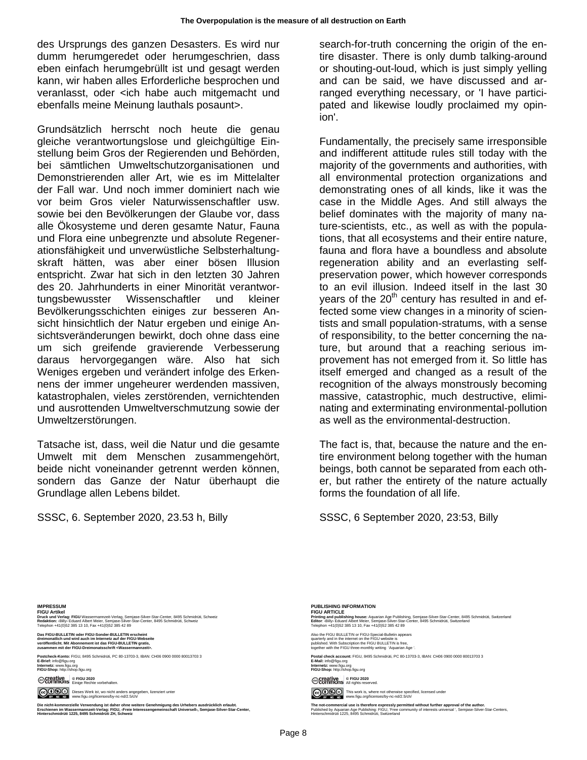des Ursprungs des ganzen Desasters. Es wird nur dumm herumgeredet oder herumgeschrien, dass eben einfach herumgebrüllt ist und gesagt werden kann, wir haben alles Erforderliche besprochen und veranlasst, oder <ich habe auch mitgemacht und ebenfalls meine Meinung lauthals posaunt>.

Grundsätzlich herrscht noch heute die genau gleiche verantwortungslose und gleichgültige Einstellung beim Gros der Regierenden und Behörden, bei sämtlichen Umweltschutzorganisationen und Demonstrierenden aller Art, wie es im Mittelalter der Fall war. Und noch immer dominiert nach wie vor beim Gros vieler Naturwissenschaftler usw. sowie bei den Bevölkerungen der Glaube vor, dass alle Ökosysteme und deren gesamte Natur, Fauna und Flora eine unbegrenzte und absolute Regenerationsfähigkeit und unverwüstliche Selbsterhaltungskraft hätten, was aber einer bösen Illusion entspricht. Zwar hat sich in den letzten 30 Jahren des 20. Jahrhunderts in einer Minorität verantwortungsbewusster Wissenschaftler und kleiner Bevölkerungsschichten einiges zur besseren Ansicht hinsichtlich der Natur ergeben und einige Ansichtsveränderungen bewirkt, doch ohne dass eine um sich greifende gravierende Verbesserung daraus hervorgegangen wäre. Also hat sich Weniges ergeben und verändert infolge des Erkennens der immer ungeheurer werdenden massiven, katastrophalen, vieles zerstörenden, vernichtenden und ausrottenden Umweltverschmutzung sowie der Umweltzerstörungen.

Tatsache ist, dass, weil die Natur und die gesamte Umwelt mit dem Menschen zusammengehört, beide nicht voneinander getrennt werden können, sondern das Ganze der Natur überhaupt die Grundlage allen Lebens bildet.

SSSC, 6. September 2020, 23.53 h, Billy

search-for-truth concerning the origin of the entire disaster. There is only dumb talking-around or shouting-out-loud, which is just simply yelling and can be said, we have discussed and arranged everything necessary, or 'I have participated and likewise loudly proclaimed my opinion'.

Fundamentally, the precisely same irresponsible and indifferent attitude rules still today with the majority of the governments and authorities, with all environmental protection organizations and demonstrating ones of all kinds, like it was the case in the Middle Ages. And still always the belief dominates with the majority of many nature-scientists, etc., as well as with the populations, that all ecosystems and their entire nature, fauna and flora have a boundless and absolute regeneration ability and an everlasting self-preservation power, which however corresponds to an evil illusion. Indeed itself in the last 30 years of the 20th century has resulted in and effected some view changes in a minority of scientists and small population-stratums, with a sense of responsibility, to the better concerning the nature, but around that a reaching serious improvement has not emerged from it. So little has itself emerged and changed as a result of the recognition of the always monstrously becoming massive, catastrophic, much destructive, eliminating and exterminating environmental-pollution as well as the environmental-destruction.

The fact is, that, because the nature and the entire environment belong together with the human beings, both cannot be separated from each other, but rather the entirety of the nature actually forms the foundation of all life.

SSSC, 6 September 2020, 23:53, Billy

**IMPRESSUM**
**FIGU Artikel**
**Druck und Verlag: FIGU** Wassermannzeit-Verlag, Semjase-Silver-Star-Center, 8495 Schmidrüti, Schweiz
**Redaktion:** ‹Billy› Eduard Albert Meier, Semjase-Silver-Star-Center, 8495 Schmidrüti, Schweiz
Telephon +41(0)52 385 13 10, Fax +41(0)52 385 42 89

**Das FIGU-BULLETIN oder FIGU-Sonder-BULLETIN erscheint dreimonatlich und wird auch im Internetz auf der FIGU-Webseite veröffentlicht. Mit Abonnement ist das FIGU-BULLETIN gratis, zusammen mit der FIGU-Dreimonatsschrift <Wassermannzeit>.**

**Postcheck-Konto:** FIGU, 8495 Schmidrüti, PC 80-13703-3, IBAN: CH06 0900 0000 80013703 3
**E-Brief:** info@figu.org
**Internetz:** www.figu.org
**FIGU-Shop:** http://shop.figu.org

**© FIGU 2020**
Einige Rechte vorbehalten.

Dieses Werk ist, wo nicht anders angegeben, lizenziert unter www.figu.org/licenses/by-nc-nd/2.5/ch/

**Die nicht-kommerzielle Verwendung ist daher ohne weitere Genehmigung des Urhebers ausdrücklich erlaubt.**
**Erschienen im Wassermannzeit-Verlag: FIGU, ‹Freie Interessengemeinschaft Universell›, Semjase-Silver-Star-Center, Hinterschmidrüti 1225, 8495 Schmidrüti ZH, Schweiz**

**PUBLISHING INFORMATION**
**FIGU ARTICLE**
**Printing and publishing house:** Aquarian Age Publishing, Semjase-Silver-Star-Center, 8495 Schmidrüti, Switzerland
**Editor:** ‹Billy› Eduard Albert Meier, Semjase-Silver-Star-Center, 8495 Schmidrüti, Switzerland
Telephon +41(0)52 385 13 10, Fax +41(0)52 385 42 89

Also the FIGU BULLETIN or FIGU-Special-Bulletin appears quarterly and in the internet on the FIGU website is published. With Subscription the FIGU BULLETIN is free, together with the FIGU three-monthly writing 'Aquarian Age'.

**Postal check account:** FIGU, 8495 Schmidrüti, PC 80-13703-3, IBAN: CH06 0900 0000 80013703 3
**E-Mail:** info@figu.org
**Internetz:** www.figu.org
**FIGU-Shop:** http://shop.figu.org

**© FIGU 2020**
All rights reserved.

This work is, where not otherwise specified, licensed under www.figu.org/licenses/by-nc-nd/2.5/ch/

**The not-commercial use is therefore expressly permitted without further approval of the author.**
Published by Aquarian Age Publishing: FIGU, 'Free community of interests universal', Semjase-Silver-Star-Centers, Hinterschmidrüti 1225, 8495 Schmidrüti, Switzerland